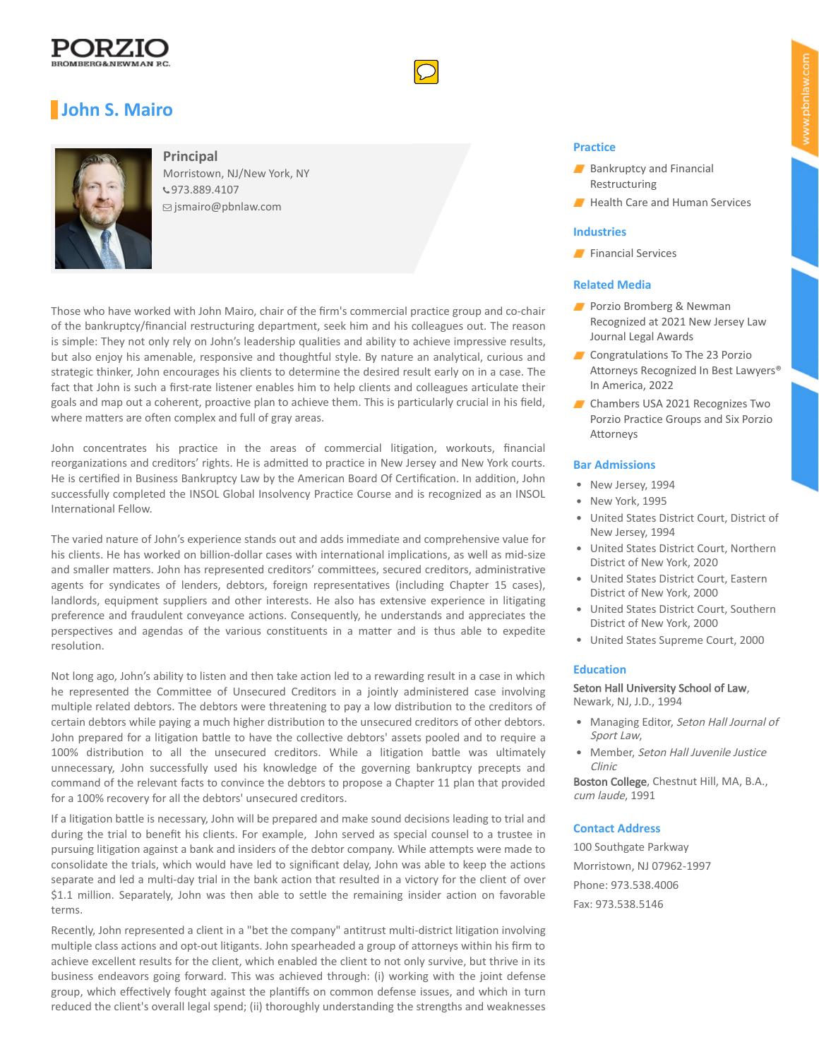# John S. Mairo

**Principal**
Morristown, NJ/New York, NY
973.889.4107
jsmairo@pbnlaw.com

Those who have worked with John Mairo, chair of the firm's commercial practice group and co-chair of the bankruptcy/financial restructuring department, seek him and his colleagues out. The reason is simple: They not only rely on John's leadership qualities and ability to achieve impressive results, but also enjoy his amenable, responsive and thoughtful style. By nature an analytical, curious and strategic thinker, John encourages his clients to determine the desired result early on in a case. The fact that John is such a first-rate listener enables him to help clients and colleagues articulate their goals and map out a coherent, proactive plan to achieve them. This is particularly crucial in his field, where matters are often complex and full of gray areas.

John concentrates his practice in the areas of commercial litigation, workouts, financial reorganizations and creditors' rights. He is admitted to practice in New Jersey and New York courts. He is certified in Business Bankruptcy Law by the American Board Of Certification. In addition, John successfully completed the INSOL Global Insolvency Practice Course and is recognized as an INSOL International Fellow.

The varied nature of John's experience stands out and adds immediate and comprehensive value for his clients. He has worked on billion-dollar cases with international implications, as well as mid-size and smaller matters. John has represented creditors' committees, secured creditors, administrative agents for syndicates of lenders, debtors, foreign representatives (including Chapter 15 cases), landlords, equipment suppliers and other interests. He also has extensive experience in litigating preference and fraudulent conveyance actions. Consequently, he understands and appreciates the perspectives and agendas of the various constituents in a matter and is thus able to expedite resolution.

Not long ago, John's ability to listen and then take action led to a rewarding result in a case in which he represented the Committee of Unsecured Creditors in a jointly administered case involving multiple related debtors. The debtors were threatening to pay a low distribution to the creditors of certain debtors while paying a much higher distribution to the unsecured creditors of other debtors. John prepared for a litigation battle to have the collective debtors' assets pooled and to require a 100% distribution to all the unsecured creditors. While a litigation battle was ultimately unnecessary, John successfully used his knowledge of the governing bankruptcy precepts and command of the relevant facts to convince the debtors to propose a Chapter 11 plan that provided for a 100% recovery for all the debtors' unsecured creditors.

If a litigation battle is necessary, John will be prepared and make sound decisions leading to trial and during the trial to benefit his clients. For example, John served as special counsel to a trustee in pursuing litigation against a bank and insiders of the debtor company. While attempts were made to consolidate the trials, which would have led to significant delay, John was able to keep the actions separate and led a multi-day trial in the bank action that resulted in a victory for the client of over $1.1 million. Separately, John was then able to settle the remaining insider action on favorable terms.

Recently, John represented a client in a "bet the company" antitrust multi-district litigation involving multiple class actions and opt-out litigants. John spearheaded a group of attorneys within his firm to achieve excellent results for the client, which enabled the client to not only survive, but thrive in its business endeavors going forward. This was achieved through: (i) working with the joint defense group, which effectively fought against the plaintiffs on common defense issues, and which in turn reduced the client's overall legal spend; (ii) thoroughly understanding the strengths and weaknesses

## Practice

- Bankruptcy and Financial Restructuring
- Health Care and Human Services

## Industries

- Financial Services

## Related Media

- Porzio Bromberg & Newman Recognized at 2021 New Jersey Law Journal Legal Awards
- Congratulations To The 23 Porzio Attorneys Recognized In Best Lawyers® In America, 2022
- Chambers USA 2021 Recognizes Two Porzio Practice Groups and Six Porzio Attorneys

## Bar Admissions

- New Jersey, 1994
- New York, 1995
- United States District Court, District of New Jersey, 1994
- United States District Court, Northern District of New York, 2020
- United States District Court, Eastern District of New York, 2000
- United States District Court, Southern District of New York, 2000
- United States Supreme Court, 2000

## Education

**Seton Hall University School of Law**, Newark, NJ, J.D., 1994

- Managing Editor, *Seton Hall Journal of Sport Law*,
- Member, *Seton Hall Juvenile Justice Clinic*

**Boston College**, Chestnut Hill, MA, B.A., *cum laude*, 1991

## Contact Address

100 Southgate Parkway
Morristown, NJ 07962-1997
Phone: 973.538.4006
Fax: 973.538.5146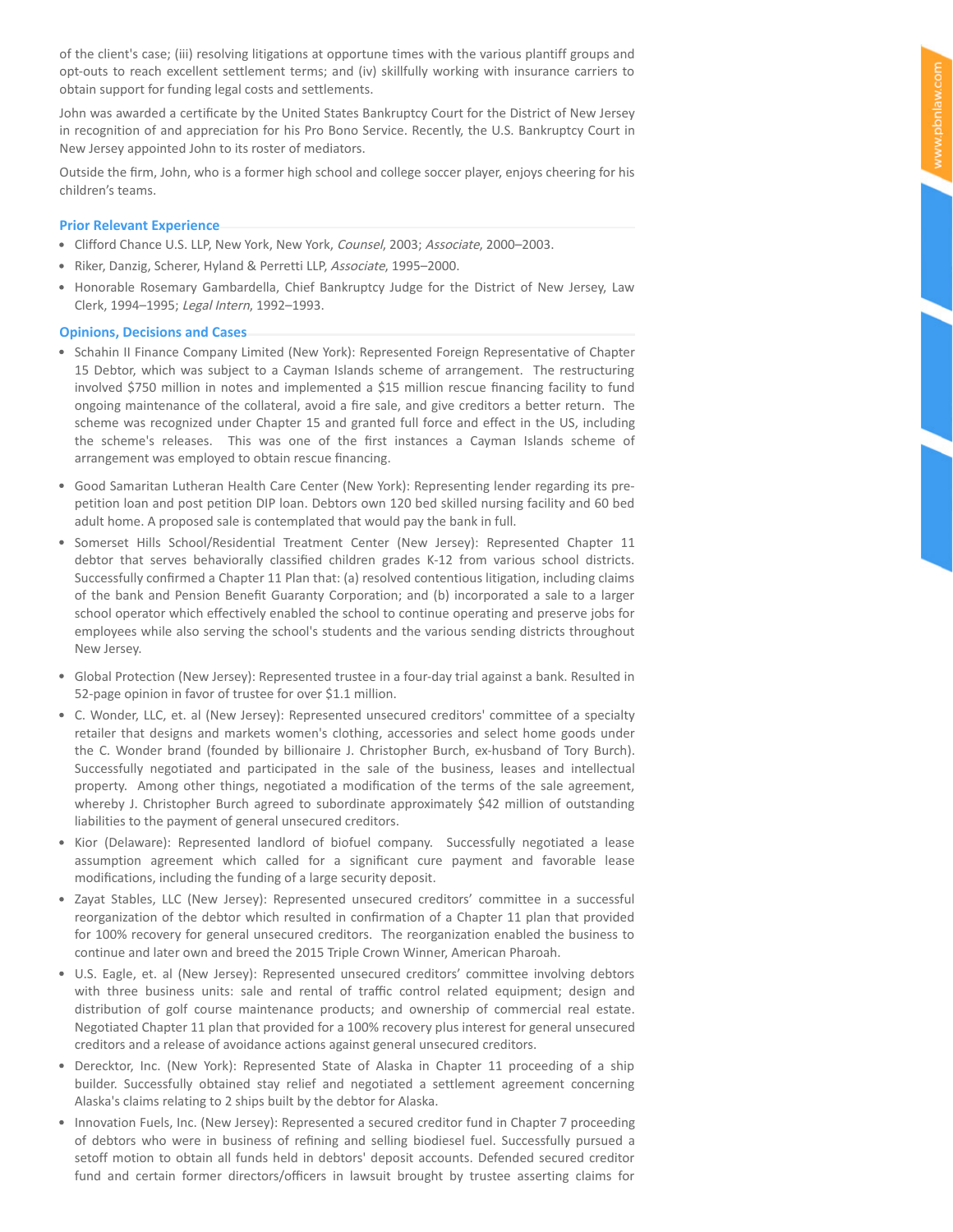of the client's case; (iii) resolving litigations at opportune times with the various plantiff groups and opt-outs to reach excellent settlement terms; and (iv) skillfully working with insurance carriers to obtain support for funding legal costs and settlements.

John was awarded a certificate by the United States Bankruptcy Court for the District of New Jersey in recognition of and appreciation for his Pro Bono Service. Recently, the U.S. Bankruptcy Court in New Jersey appointed John to its roster of mediators.

Outside the firm, John, who is a former high school and college soccer player, enjoys cheering for his children's teams.

### Prior Relevant Experience

- Clifford Chance U.S. LLP, New York, New York, *Counsel*, 2003; *Associate*, 2000–2003.
- Riker, Danzig, Scherer, Hyland & Perretti LLP, *Associate*, 1995–2000.
- Honorable Rosemary Gambardella, Chief Bankruptcy Judge for the District of New Jersey, Law Clerk, 1994–1995; *Legal Intern*, 1992–1993.

### Opinions, Decisions and Cases

- Schahin II Finance Company Limited (New York): Represented Foreign Representative of Chapter 15 Debtor, which was subject to a Cayman Islands scheme of arrangement. The restructuring involved $750 million in notes and implemented a $15 million rescue financing facility to fund ongoing maintenance of the collateral, avoid a fire sale, and give creditors a better return. The scheme was recognized under Chapter 15 and granted full force and effect in the US, including the scheme's releases. This was one of the first instances a Cayman Islands scheme of arrangement was employed to obtain rescue financing.
- Good Samaritan Lutheran Health Care Center (New York): Representing lender regarding its pre-petition loan and post petition DIP loan. Debtors own 120 bed skilled nursing facility and 60 bed adult home. A proposed sale is contemplated that would pay the bank in full.
- Somerset Hills School/Residential Treatment Center (New Jersey): Represented Chapter 11 debtor that serves behaviorally classified children grades K-12 from various school districts. Successfully confirmed a Chapter 11 Plan that: (a) resolved contentious litigation, including claims of the bank and Pension Benefit Guaranty Corporation; and (b) incorporated a sale to a larger school operator which effectively enabled the school to continue operating and preserve jobs for employees while also serving the school's students and the various sending districts throughout New Jersey.
- Global Protection (New Jersey): Represented trustee in a four-day trial against a bank. Resulted in 52-page opinion in favor of trustee for over $1.1 million.
- C. Wonder, LLC, et. al (New Jersey): Represented unsecured creditors' committee of a specialty retailer that designs and markets women's clothing, accessories and select home goods under the C. Wonder brand (founded by billionaire J. Christopher Burch, ex-husband of Tory Burch). Successfully negotiated and participated in the sale of the business, leases and intellectual property. Among other things, negotiated a modification of the terms of the sale agreement, whereby J. Christopher Burch agreed to subordinate approximately $42 million of outstanding liabilities to the payment of general unsecured creditors.
- Kior (Delaware): Represented landlord of biofuel company. Successfully negotiated a lease assumption agreement which called for a significant cure payment and favorable lease modifications, including the funding of a large security deposit.
- Zayat Stables, LLC (New Jersey): Represented unsecured creditors' committee in a successful reorganization of the debtor which resulted in confirmation of a Chapter 11 plan that provided for 100% recovery for general unsecured creditors. The reorganization enabled the business to continue and later own and breed the 2015 Triple Crown Winner, American Pharoah.
- U.S. Eagle, et. al (New Jersey): Represented unsecured creditors' committee involving debtors with three business units: sale and rental of traffic control related equipment; design and distribution of golf course maintenance products; and ownership of commercial real estate. Negotiated Chapter 11 plan that provided for a 100% recovery plus interest for general unsecured creditors and a release of avoidance actions against general unsecured creditors.
- Derecktor, Inc. (New York): Represented State of Alaska in Chapter 11 proceeding of a ship builder. Successfully obtained stay relief and negotiated a settlement agreement concerning Alaska's claims relating to 2 ships built by the debtor for Alaska.
- Innovation Fuels, Inc. (New Jersey): Represented a secured creditor fund in Chapter 7 proceeding of debtors who were in business of refining and selling biodiesel fuel. Successfully pursued a setoff motion to obtain all funds held in debtors' deposit accounts. Defended secured creditor fund and certain former directors/officers in lawsuit brought by trustee asserting claims for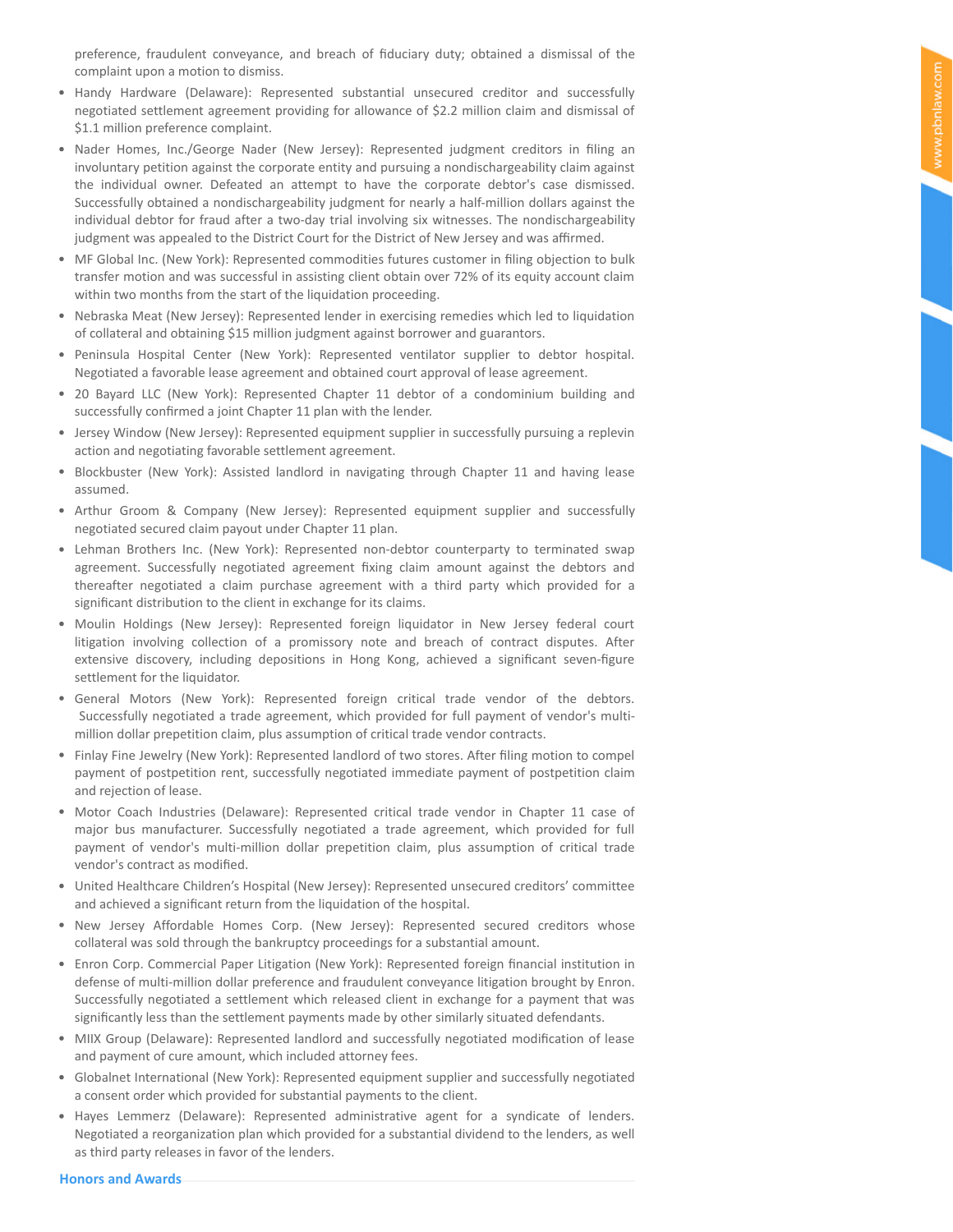preference, fraudulent conveyance, and breach of fiduciary duty; obtained a dismissal of the complaint upon a motion to dismiss.

- Handy Hardware (Delaware): Represented substantial unsecured creditor and successfully negotiated settlement agreement providing for allowance of $2.2 million claim and dismissal of $1.1 million preference complaint.
- Nader Homes, Inc./George Nader (New Jersey): Represented judgment creditors in filing an involuntary petition against the corporate entity and pursuing a nondischargeability claim against the individual owner. Defeated an attempt to have the corporate debtor's case dismissed. Successfully obtained a nondischargeability judgment for nearly a half-million dollars against the individual debtor for fraud after a two-day trial involving six witnesses. The nondischargeability judgment was appealed to the District Court for the District of New Jersey and was affirmed.
- MF Global Inc. (New York): Represented commodities futures customer in filing objection to bulk transfer motion and was successful in assisting client obtain over 72% of its equity account claim within two months from the start of the liquidation proceeding.
- Nebraska Meat (New Jersey): Represented lender in exercising remedies which led to liquidation of collateral and obtaining $15 million judgment against borrower and guarantors.
- Peninsula Hospital Center (New York): Represented ventilator supplier to debtor hospital. Negotiated a favorable lease agreement and obtained court approval of lease agreement.
- 20 Bayard LLC (New York): Represented Chapter 11 debtor of a condominium building and successfully confirmed a joint Chapter 11 plan with the lender.
- Jersey Window (New Jersey): Represented equipment supplier in successfully pursuing a replevin action and negotiating favorable settlement agreement.
- Blockbuster (New York): Assisted landlord in navigating through Chapter 11 and having lease assumed.
- Arthur Groom & Company (New Jersey): Represented equipment supplier and successfully negotiated secured claim payout under Chapter 11 plan.
- Lehman Brothers Inc. (New York): Represented non-debtor counterparty to terminated swap agreement. Successfully negotiated agreement fixing claim amount against the debtors and thereafter negotiated a claim purchase agreement with a third party which provided for a significant distribution to the client in exchange for its claims.
- Moulin Holdings (New Jersey): Represented foreign liquidator in New Jersey federal court litigation involving collection of a promissory note and breach of contract disputes. After extensive discovery, including depositions in Hong Kong, achieved a significant seven-figure settlement for the liquidator.
- General Motors (New York): Represented foreign critical trade vendor of the debtors. Successfully negotiated a trade agreement, which provided for full payment of vendor's multi-million dollar prepetition claim, plus assumption of critical trade vendor contracts.
- Finlay Fine Jewelry (New York): Represented landlord of two stores. After filing motion to compel payment of postpetition rent, successfully negotiated immediate payment of postpetition claim and rejection of lease.
- Motor Coach Industries (Delaware): Represented critical trade vendor in Chapter 11 case of major bus manufacturer. Successfully negotiated a trade agreement, which provided for full payment of vendor's multi-million dollar prepetition claim, plus assumption of critical trade vendor's contract as modified.
- United Healthcare Children's Hospital (New Jersey): Represented unsecured creditors' committee and achieved a significant return from the liquidation of the hospital.
- New Jersey Affordable Homes Corp. (New Jersey): Represented secured creditors whose collateral was sold through the bankruptcy proceedings for a substantial amount.
- Enron Corp. Commercial Paper Litigation (New York): Represented foreign financial institution in defense of multi-million dollar preference and fraudulent conveyance litigation brought by Enron. Successfully negotiated a settlement which released client in exchange for a payment that was significantly less than the settlement payments made by other similarly situated defendants.
- MIIX Group (Delaware): Represented landlord and successfully negotiated modification of lease and payment of cure amount, which included attorney fees.
- Globalnet International (New York): Represented equipment supplier and successfully negotiated a consent order which provided for substantial payments to the client.
- Hayes Lemmerz (Delaware): Represented administrative agent for a syndicate of lenders. Negotiated a reorganization plan which provided for a substantial dividend to the lenders, as well as third party releases in favor of the lenders.

## Honors and Awards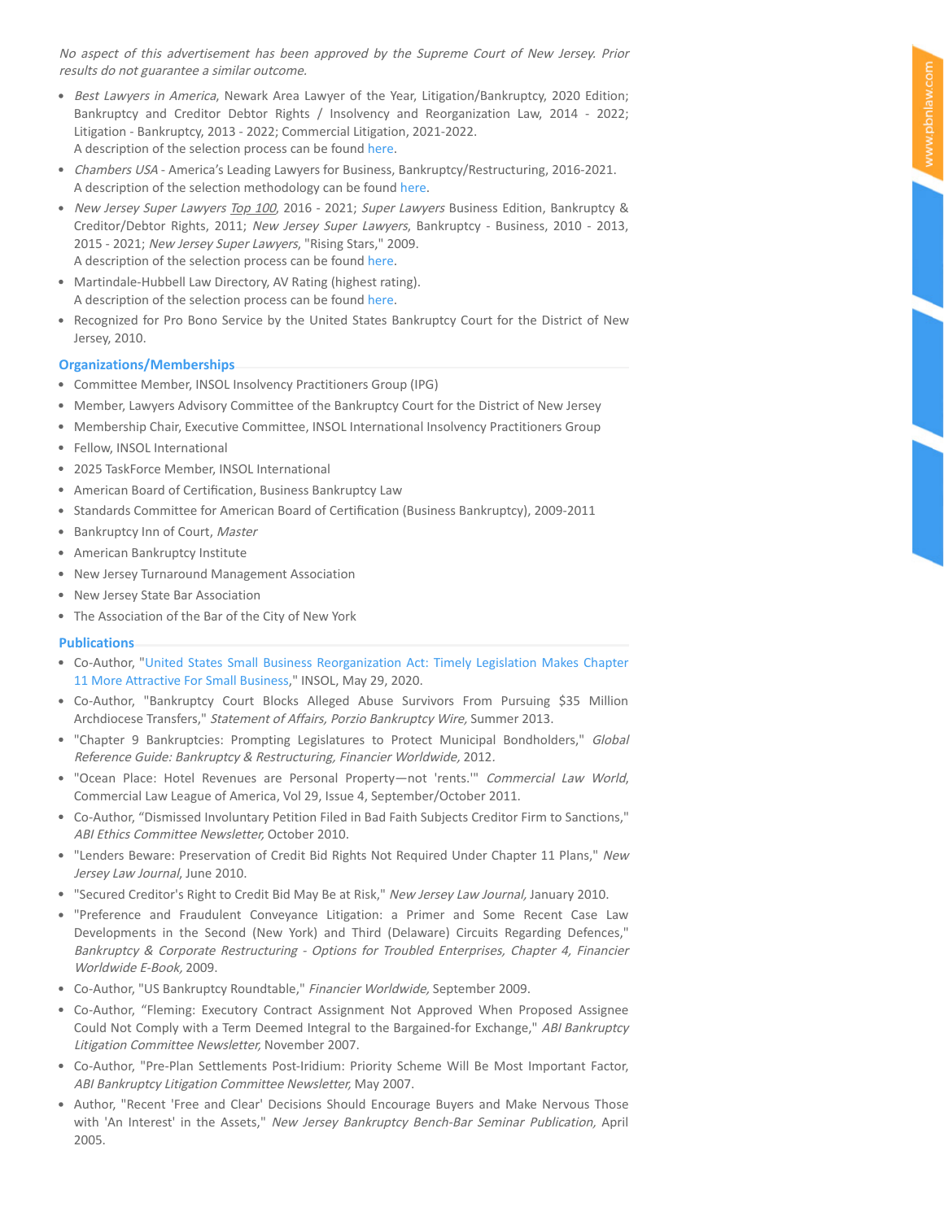*No aspect of this advertisement has been approved by the Supreme Court of New Jersey. Prior results do not guarantee a similar outcome.*

- *Best Lawyers in America*, Newark Area Lawyer of the Year, Litigation/Bankruptcy, 2020 Edition; Bankruptcy and Creditor Debtor Rights / Insolvency and Reorganization Law, 2014 - 2022; Litigation - Bankruptcy, 2013 - 2022; Commercial Litigation, 2021-2022.
  A description of the selection process can be found here.
- *Chambers USA* - America's Leading Lawyers for Business, Bankruptcy/Restructuring, 2016-2021.
  A description of the selection methodology can be found here.
- *New Jersey Super Lawyers Top 100*, 2016 - 2021; *Super Lawyers* Business Edition, Bankruptcy & Creditor/Debtor Rights, 2011; *New Jersey Super Lawyers*, Bankruptcy - Business, 2010 - 2013, 2015 - 2021; *New Jersey Super Lawyers*, "Rising Stars," 2009.
  A description of the selection process can be found here.
- Martindale-Hubbell Law Directory, AV Rating (highest rating).
  A description of the selection process can be found here.
- Recognized for Pro Bono Service by the United States Bankruptcy Court for the District of New Jersey, 2010.

## Organizations/Memberships

- Committee Member, INSOL Insolvency Practitioners Group (IPG)
- Member, Lawyers Advisory Committee of the Bankruptcy Court for the District of New Jersey
- Membership Chair, Executive Committee, INSOL International Insolvency Practitioners Group
- Fellow, INSOL International
- 2025 TaskForce Member, INSOL International
- American Board of Certification, Business Bankruptcy Law
- Standards Committee for American Board of Certification (Business Bankruptcy), 2009-2011
- Bankruptcy Inn of Court, *Master*
- American Bankruptcy Institute
- New Jersey Turnaround Management Association
- New Jersey State Bar Association
- The Association of the Bar of the City of New York

## Publications

- Co-Author, "United States Small Business Reorganization Act: Timely Legislation Makes Chapter 11 More Attractive For Small Business," INSOL, May 29, 2020.
- Co-Author, "Bankruptcy Court Blocks Alleged Abuse Survivors From Pursuing $35 Million Archdiocese Transfers," *Statement of Affairs, Porzio Bankruptcy Wire,* Summer 2013.
- "Chapter 9 Bankruptcies: Prompting Legislatures to Protect Municipal Bondholders," *Global Reference Guide: Bankruptcy & Restructuring, Financier Worldwide,* 2012.
- "Ocean Place: Hotel Revenues are Personal Property—not 'rents.'" *Commercial Law World*, Commercial Law League of America, Vol 29, Issue 4, September/October 2011.
- Co-Author, "Dismissed Involuntary Petition Filed in Bad Faith Subjects Creditor Firm to Sanctions," *ABI Ethics Committee Newsletter,* October 2010.
- "Lenders Beware: Preservation of Credit Bid Rights Not Required Under Chapter 11 Plans," *New Jersey Law Journal*, June 2010.
- "Secured Creditor's Right to Credit Bid May Be at Risk," *New Jersey Law Journal,* January 2010.
- "Preference and Fraudulent Conveyance Litigation: a Primer and Some Recent Case Law Developments in the Second (New York) and Third (Delaware) Circuits Regarding Defences," *Bankruptcy & Corporate Restructuring - Options for Troubled Enterprises, Chapter 4, Financier Worldwide E-Book,* 2009.
- Co-Author, "US Bankruptcy Roundtable," *Financier Worldwide,* September 2009.
- Co-Author, "Fleming: Executory Contract Assignment Not Approved When Proposed Assignee Could Not Comply with a Term Deemed Integral to the Bargained-for Exchange," *ABI Bankruptcy Litigation Committee Newsletter,* November 2007.
- Co-Author, "Pre-Plan Settlements Post-Iridium: Priority Scheme Will Be Most Important Factor, *ABI Bankruptcy Litigation Committee Newsletter,* May 2007.
- Author, "Recent 'Free and Clear' Decisions Should Encourage Buyers and Make Nervous Those with 'An Interest' in the Assets," *New Jersey Bankruptcy Bench-Bar Seminar Publication,* April 2005.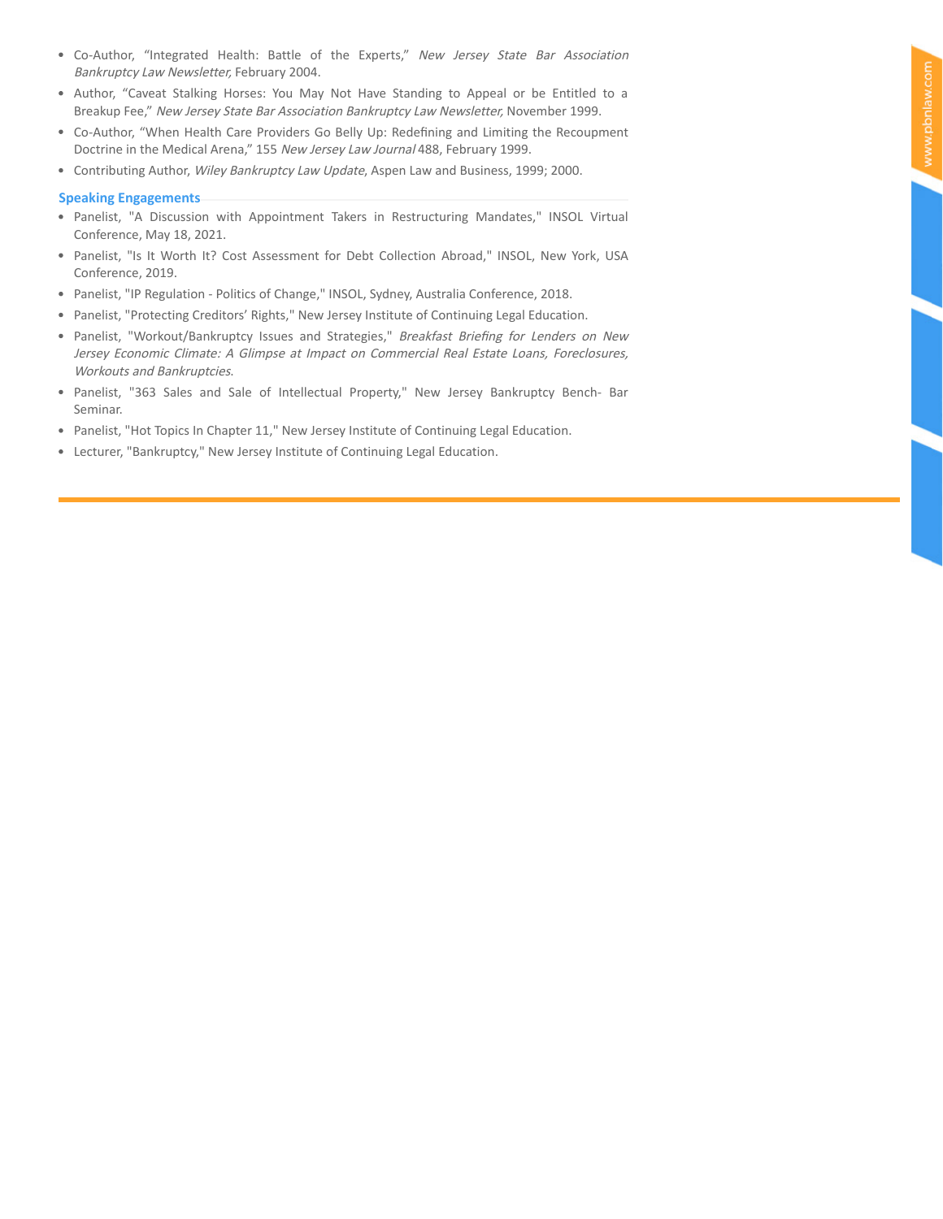- Co-Author, “Integrated Health: Battle of the Experts,” *New Jersey State Bar Association Bankruptcy Law Newsletter,* February 2004.
- Author, “Caveat Stalking Horses: You May Not Have Standing to Appeal or be Entitled to a Breakup Fee,” *New Jersey State Bar Association Bankruptcy Law Newsletter,* November 1999.
- Co-Author, “When Health Care Providers Go Belly Up: Redefining and Limiting the Recoupment Doctrine in the Medical Arena,” 155 *New Jersey Law Journal* 488, February 1999.
- Contributing Author, *Wiley Bankruptcy Law Update*, Aspen Law and Business, 1999; 2000.

## Speaking Engagements

- Panelist, "A Discussion with Appointment Takers in Restructuring Mandates," INSOL Virtual Conference, May 18, 2021.
- Panelist, "Is It Worth It? Cost Assessment for Debt Collection Abroad," INSOL, New York, USA Conference, 2019.
- Panelist, "IP Regulation - Politics of Change," INSOL, Sydney, Australia Conference, 2018.
- Panelist, "Protecting Creditors’ Rights," New Jersey Institute of Continuing Legal Education.
- Panelist, "Workout/Bankruptcy Issues and Strategies," *Breakfast Briefing for Lenders on New Jersey Economic Climate: A Glimpse at Impact on Commercial Real Estate Loans, Foreclosures, Workouts and Bankruptcies*.
- Panelist, "363 Sales and Sale of Intellectual Property," New Jersey Bankruptcy Bench- Bar Seminar.
- Panelist, "Hot Topics In Chapter 11," New Jersey Institute of Continuing Legal Education.
- Lecturer, "Bankruptcy," New Jersey Institute of Continuing Legal Education.